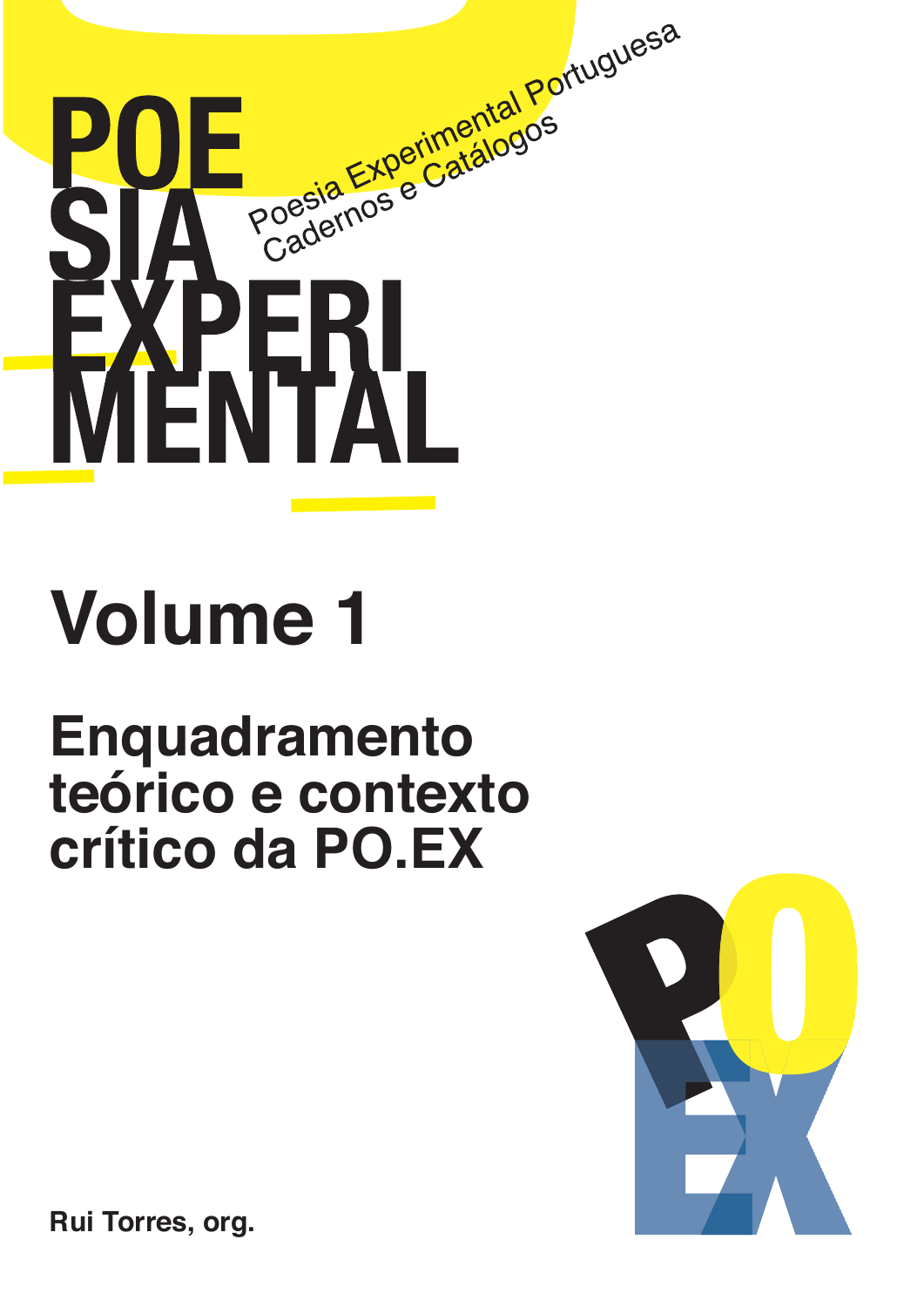# POESIA EXPERIMENTAL

Poesia Experimental Portuguesa
Cadernos e Catálogos

## Volume 1

## Enquadramento teórico e contexto crítico da PO.EX

PO EX

**Rui Torres, org.**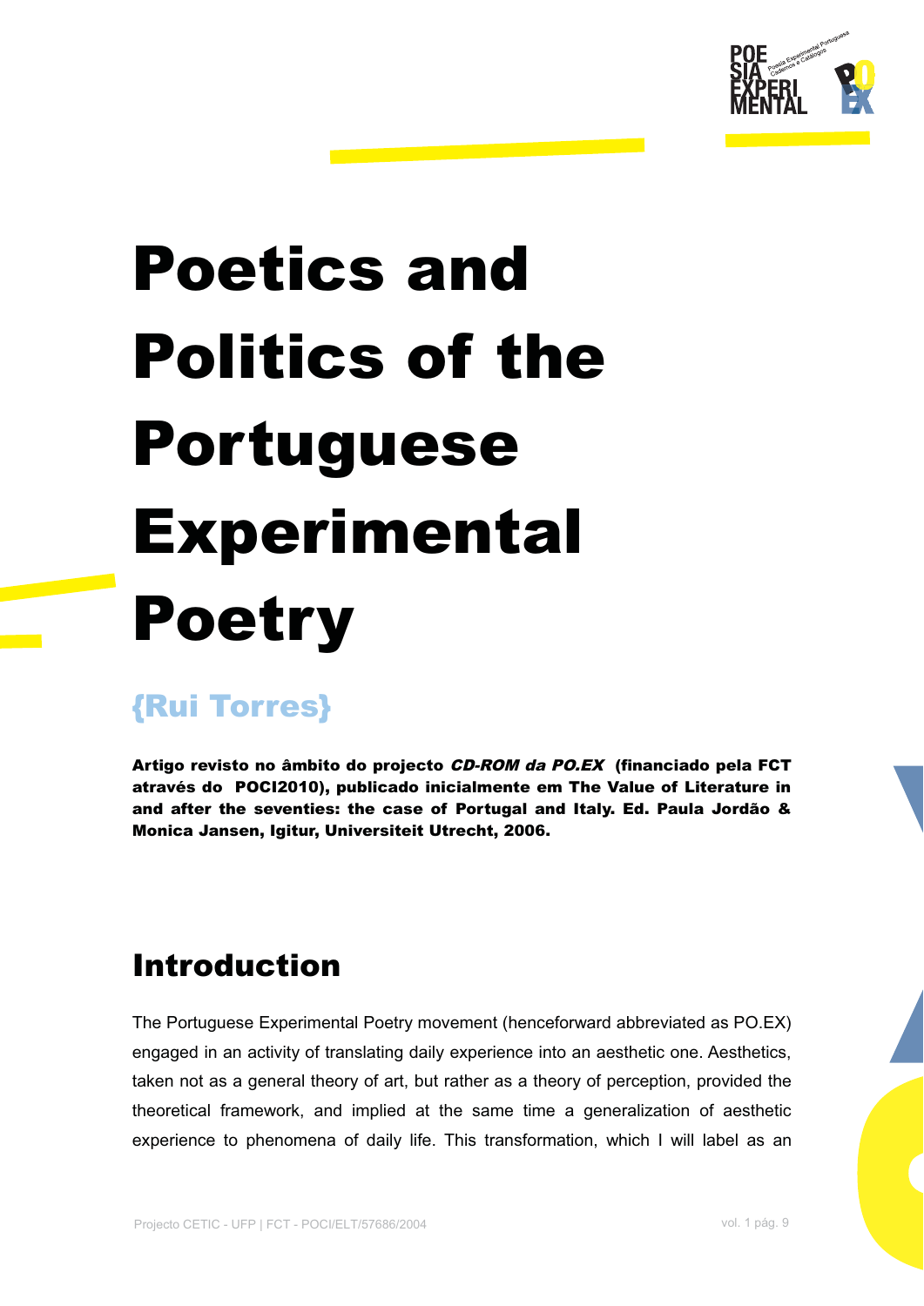# Poetics and Politics of the Portuguese Experimental Poetry

## {Rui Torres}

**Artigo revisto no âmbito do projecto *CD-ROM da PO.EX* (financiado pela FCT através do POCI2010), publicado inicialmente em The Value of Literature in and after the seventies: the case of Portugal and Italy. Ed. Paula Jordão & Monica Jansen, Igitur, Universiteit Utrecht, 2006.**

## Introduction

The Portuguese Experimental Poetry movement (henceforward abbreviated as PO.EX) engaged in an activity of translating daily experience into an aesthetic one. Aesthetics, taken not as a general theory of art, but rather as a theory of perception, provided the theoretical framework, and implied at the same time a generalization of aesthetic experience to phenomena of daily life. This transformation, which I will label as an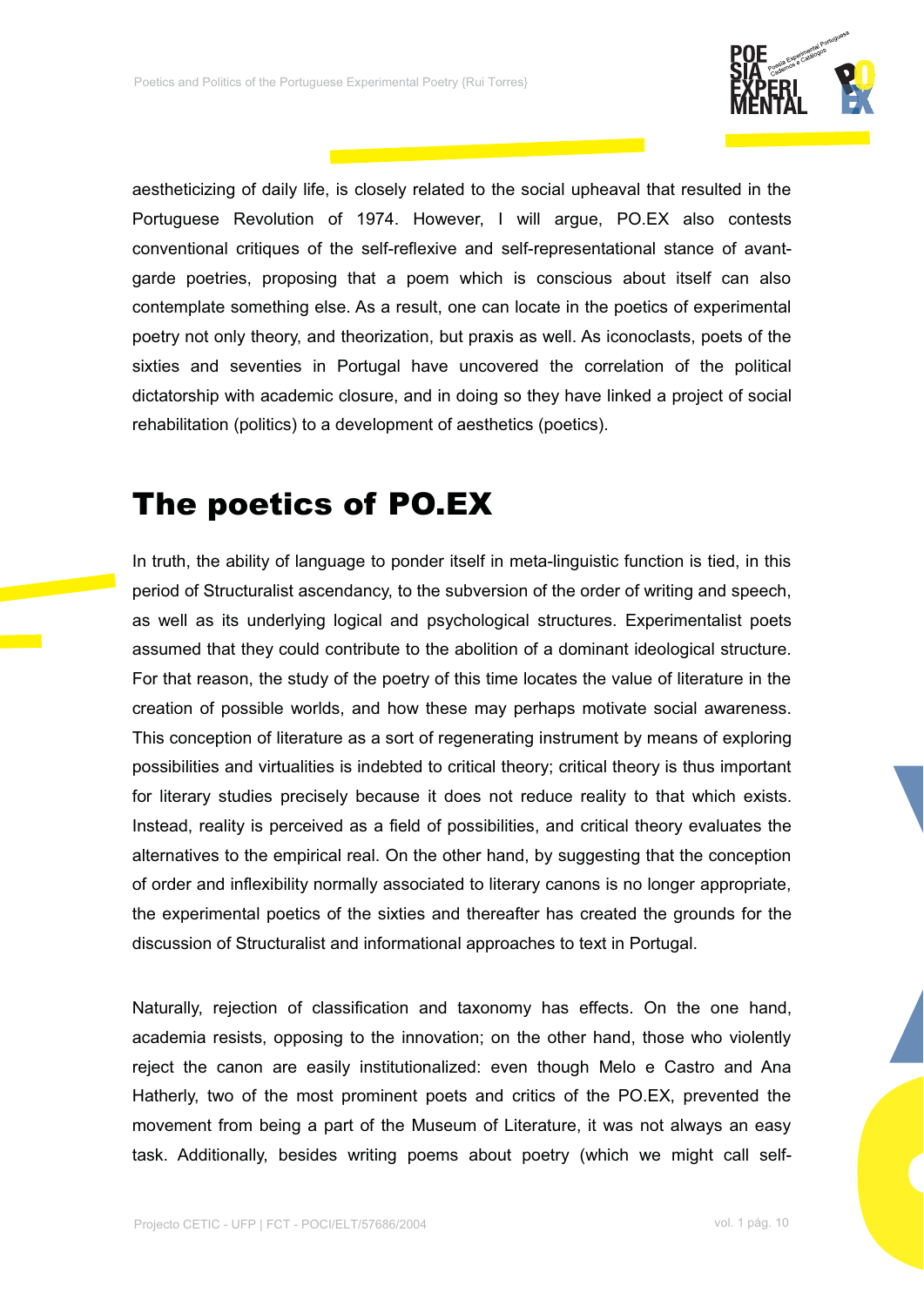aestheticizing of daily life, is closely related to the social upheaval that resulted in the Portuguese Revolution of 1974. However, I will argue, PO.EX also contests conventional critiques of the self-reflexive and self-representational stance of avant-garde poetries, proposing that a poem which is conscious about itself can also contemplate something else. As a result, one can locate in the poetics of experimental poetry not only theory, and theorization, but praxis as well. As iconoclasts, poets of the sixties and seventies in Portugal have uncovered the correlation of the political dictatorship with academic closure, and in doing so they have linked a project of social rehabilitation (politics) to a development of aesthetics (poetics).

# The poetics of PO.EX

In truth, the ability of language to ponder itself in meta-linguistic function is tied, in this period of Structuralist ascendancy, to the subversion of the order of writing and speech, as well as its underlying logical and psychological structures. Experimentalist poets assumed that they could contribute to the abolition of a dominant ideological structure. For that reason, the study of the poetry of this time locates the value of literature in the creation of possible worlds, and how these may perhaps motivate social awareness. This conception of literature as a sort of regenerating instrument by means of exploring possibilities and virtualities is indebted to critical theory; critical theory is thus important for literary studies precisely because it does not reduce reality to that which exists. Instead, reality is perceived as a field of possibilities, and critical theory evaluates the alternatives to the empirical real. On the other hand, by suggesting that the conception of order and inflexibility normally associated to literary canons is no longer appropriate, the experimental poetics of the sixties and thereafter has created the grounds for the discussion of Structuralist and informational approaches to text in Portugal.

Naturally, rejection of classification and taxonomy has effects. On the one hand, academia resists, opposing to the innovation; on the other hand, those who violently reject the canon are easily institutionalized: even though Melo e Castro and Ana Hatherly, two of the most prominent poets and critics of the PO.EX, prevented the movement from being a part of the Museum of Literature, it was not always an easy task. Additionally, besides writing poems about poetry (which we might call self-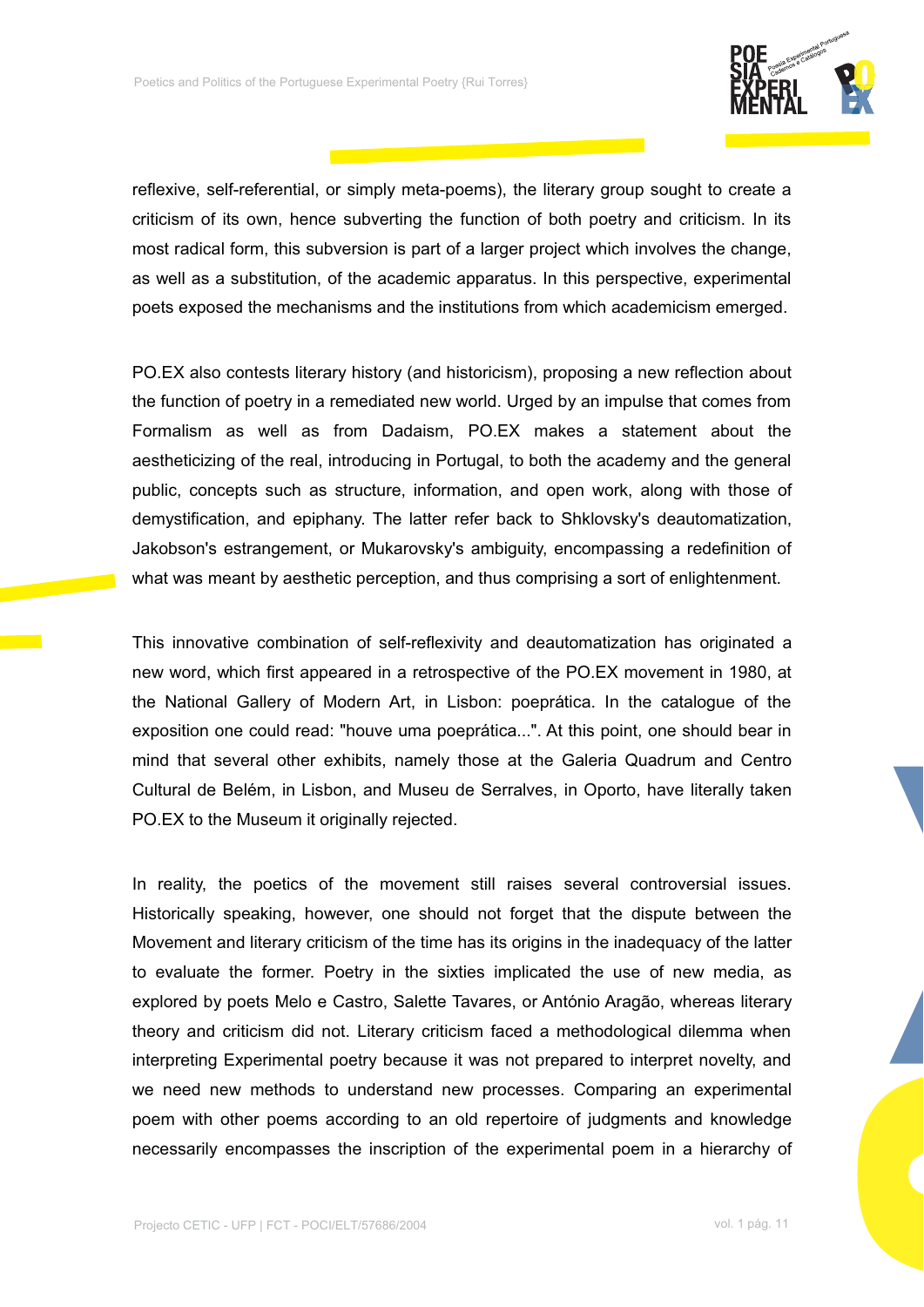reflexive, self-referential, or simply meta-poems), the literary group sought to create a criticism of its own, hence subverting the function of both poetry and criticism. In its most radical form, this subversion is part of a larger project which involves the change, as well as a substitution, of the academic apparatus. In this perspective, experimental poets exposed the mechanisms and the institutions from which academicism emerged.

PO.EX also contests literary history (and historicism), proposing a new reflection about the function of poetry in a remediated new world. Urged by an impulse that comes from Formalism as well as from Dadaism, PO.EX makes a statement about the aestheticizing of the real, introducing in Portugal, to both the academy and the general public, concepts such as structure, information, and open work, along with those of demystification, and epiphany. The latter refer back to Shklovsky's deautomatization, Jakobson's estrangement, or Mukarovsky's ambiguity, encompassing a redefinition of what was meant by aesthetic perception, and thus comprising a sort of enlightenment.

This innovative combination of self-reflexivity and deautomatization has originated a new word, which first appeared in a retrospective of the PO.EX movement in 1980, at the National Gallery of Modern Art, in Lisbon: poeprática. In the catalogue of the exposition one could read: "houve uma poeprática...". At this point, one should bear in mind that several other exhibits, namely those at the Galeria Quadrum and Centro Cultural de Belém, in Lisbon, and Museu de Serralves, in Oporto, have literally taken PO.EX to the Museum it originally rejected.

In reality, the poetics of the movement still raises several controversial issues. Historically speaking, however, one should not forget that the dispute between the Movement and literary criticism of the time has its origins in the inadequacy of the latter to evaluate the former. Poetry in the sixties implicated the use of new media, as explored by poets Melo e Castro, Salette Tavares, or António Aragão, whereas literary theory and criticism did not. Literary criticism faced a methodological dilemma when interpreting Experimental poetry because it was not prepared to interpret novelty, and we need new methods to understand new processes. Comparing an experimental poem with other poems according to an old repertoire of judgments and knowledge necessarily encompasses the inscription of the experimental poem in a hierarchy of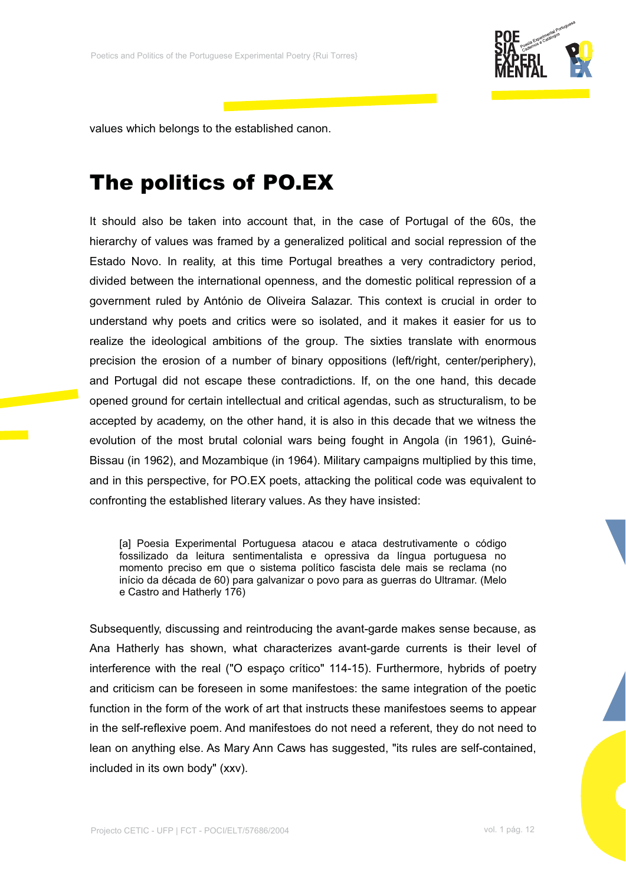values which belongs to the established canon.

# The politics of PO.EX

It should also be taken into account that, in the case of Portugal of the 60s, the hierarchy of values was framed by a generalized political and social repression of the Estado Novo. In reality, at this time Portugal breathes a very contradictory period, divided between the international openness, and the domestic political repression of a government ruled by António de Oliveira Salazar. This context is crucial in order to understand why poets and critics were so isolated, and it makes it easier for us to realize the ideological ambitions of the group. The sixties translate with enormous precision the erosion of a number of binary oppositions (left/right, center/periphery), and Portugal did not escape these contradictions. If, on the one hand, this decade opened ground for certain intellectual and critical agendas, such as structuralism, to be accepted by academy, on the other hand, it is also in this decade that we witness the evolution of the most brutal colonial wars being fought in Angola (in 1961), Guiné-Bissau (in 1962), and Mozambique (in 1964). Military campaigns multiplied by this time, and in this perspective, for PO.EX poets, attacking the political code was equivalent to confronting the established literary values. As they have insisted:

> [a] Poesia Experimental Portuguesa atacou e ataca destrutivamente o código fossilizado da leitura sentimentalista e opressiva da língua portuguesa no momento preciso em que o sistema político fascista dele mais se reclama (no início da década de 60) para galvanizar o povo para as guerras do Ultramar. (Melo e Castro and Hatherly 176)

Subsequently, discussing and reintroducing the avant-garde makes sense because, as Ana Hatherly has shown, what characterizes avant-garde currents is their level of interference with the real ("O espaço crítico" 114-15). Furthermore, hybrids of poetry and criticism can be foreseen in some manifestoes: the same integration of the poetic function in the form of the work of art that instructs these manifestoes seems to appear in the self-reflexive poem. And manifestoes do not need a referent, they do not need to lean on anything else. As Mary Ann Caws has suggested, "its rules are self-contained, included in its own body" (xxv).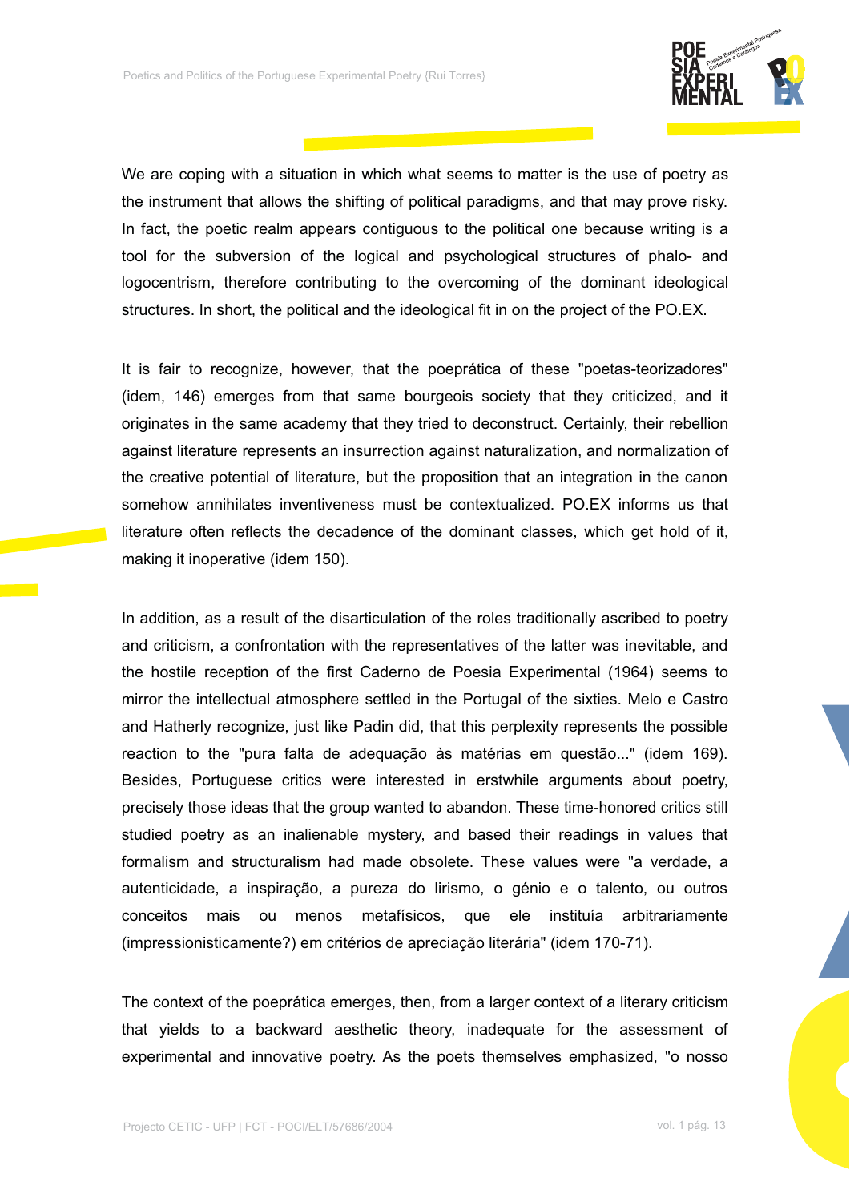We are coping with a situation in which what seems to matter is the use of poetry as the instrument that allows the shifting of political paradigms, and that may prove risky. In fact, the poetic realm appears contiguous to the political one because writing is a tool for the subversion of the logical and psychological structures of phalo- and logocentrism, therefore contributing to the overcoming of the dominant ideological structures. In short, the political and the ideological fit in on the project of the PO.EX.

It is fair to recognize, however, that the poeprática of these "poetas-teorizadores" (idem, 146) emerges from that same bourgeois society that they criticized, and it originates in the same academy that they tried to deconstruct. Certainly, their rebellion against literature represents an insurrection against naturalization, and normalization of the creative potential of literature, but the proposition that an integration in the canon somehow annihilates inventiveness must be contextualized. PO.EX informs us that literature often reflects the decadence of the dominant classes, which get hold of it, making it inoperative (idem 150).

In addition, as a result of the disarticulation of the roles traditionally ascribed to poetry and criticism, a confrontation with the representatives of the latter was inevitable, and the hostile reception of the first Caderno de Poesia Experimental (1964) seems to mirror the intellectual atmosphere settled in the Portugal of the sixties. Melo e Castro and Hatherly recognize, just like Padin did, that this perplexity represents the possible reaction to the "pura falta de adequação às matérias em questão..." (idem 169). Besides, Portuguese critics were interested in erstwhile arguments about poetry, precisely those ideas that the group wanted to abandon. These time-honored critics still studied poetry as an inalienable mystery, and based their readings in values that formalism and structuralism had made obsolete. These values were "a verdade, a autenticidade, a inspiração, a pureza do lirismo, o génio e o talento, ou outros conceitos mais ou menos metafísicos, que ele instituía arbitrariamente (impressionisticamente?) em critérios de apreciação literária" (idem 170-71).

The context of the poeprática emerges, then, from a larger context of a literary criticism that yields to a backward aesthetic theory, inadequate for the assessment of experimental and innovative poetry. As the poets themselves emphasized, "o nosso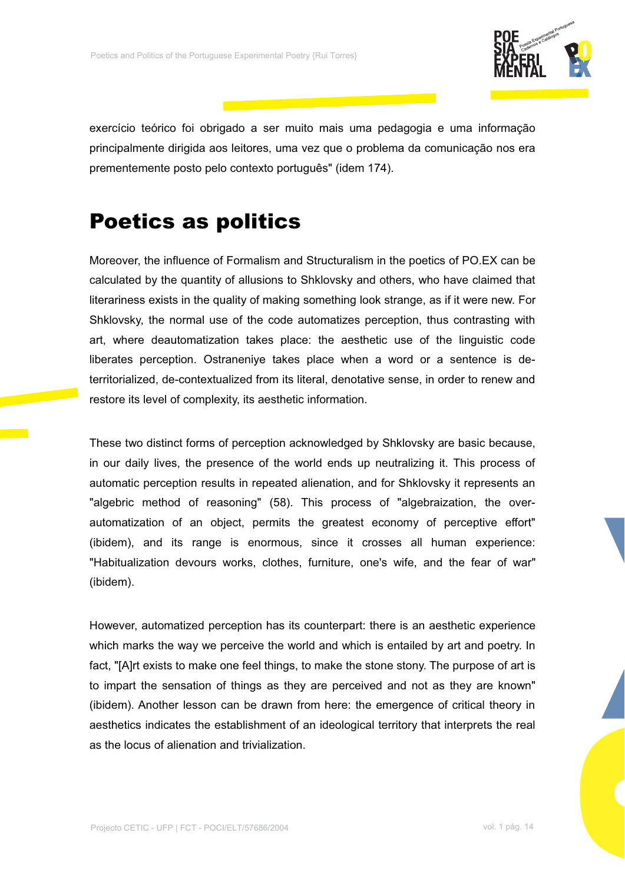exercício teórico foi obrigado a ser muito mais uma pedagogia e uma informação principalmente dirigida aos leitores, uma vez que o problema da comunicação nos era prementemente posto pelo contexto português" (idem 174).

## Poetics as politics

Moreover, the influence of Formalism and Structuralism in the poetics of PO.EX can be calculated by the quantity of allusions to Shklovsky and others, who have claimed that literariness exists in the quality of making something look strange, as if it were new. For Shklovsky, the normal use of the code automatizes perception, thus contrasting with art, where deautomatization takes place: the aesthetic use of the linguistic code liberates perception. Ostraneniye takes place when a word or a sentence is de-territorialized, de-contextualized from its literal, denotative sense, in order to renew and restore its level of complexity, its aesthetic information.

These two distinct forms of perception acknowledged by Shklovsky are basic because, in our daily lives, the presence of the world ends up neutralizing it. This process of automatic perception results in repeated alienation, and for Shklovsky it represents an "algebric method of reasoning" (58). This process of "algebraization, the over-automatization of an object, permits the greatest economy of perceptive effort" (ibidem), and its range is enormous, since it crosses all human experience: "Habitualization devours works, clothes, furniture, one's wife, and the fear of war" (ibidem).

However, automatized perception has its counterpart: there is an aesthetic experience which marks the way we perceive the world and which is entailed by art and poetry. In fact, "[A]rt exists to make one feel things, to make the stone stony. The purpose of art is to impart the sensation of things as they are perceived and not as they are known" (ibidem). Another lesson can be drawn from here: the emergence of critical theory in aesthetics indicates the establishment of an ideological territory that interprets the real as the locus of alienation and trivialization.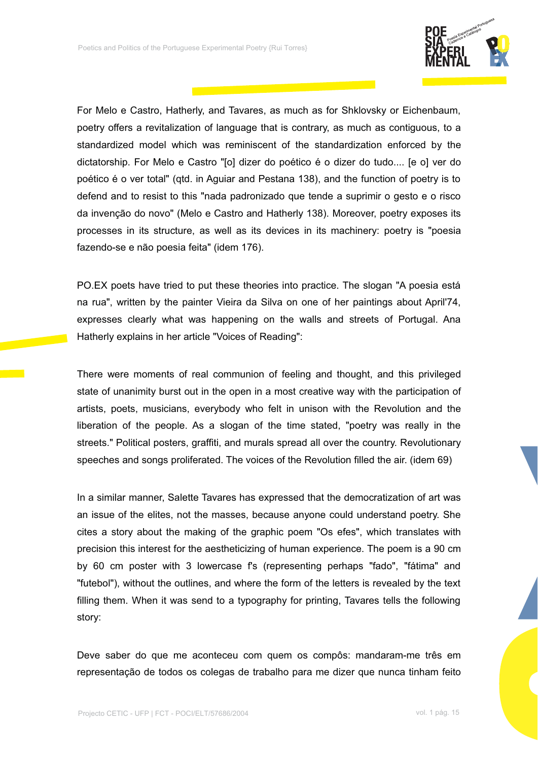For Melo e Castro, Hatherly, and Tavares, as much as for Shklovsky or Eichenbaum, poetry offers a revitalization of language that is contrary, as much as contiguous, to a standardized model which was reminiscent of the standardization enforced by the dictatorship. For Melo e Castro "[o] dizer do poético é o dizer do tudo.... [e o] ver do poético é o ver total" (qtd. in Aguiar and Pestana 138), and the function of poetry is to defend and to resist to this "nada padronizado que tende a suprimir o gesto e o risco da invenção do novo" (Melo e Castro and Hatherly 138). Moreover, poetry exposes its processes in its structure, as well as its devices in its machinery: poetry is "poesia fazendo-se e não poesia feita" (idem 176).

PO.EX poets have tried to put these theories into practice. The slogan "A poesia está na rua", written by the painter Vieira da Silva on one of her paintings about April'74, expresses clearly what was happening on the walls and streets of Portugal. Ana Hatherly explains in her article "Voices of Reading":

There were moments of real communion of feeling and thought, and this privileged state of unanimity burst out in the open in a most creative way with the participation of artists, poets, musicians, everybody who felt in unison with the Revolution and the liberation of the people. As a slogan of the time stated, "poetry was really in the streets." Political posters, graffiti, and murals spread all over the country. Revolutionary speeches and songs proliferated. The voices of the Revolution filled the air. (idem 69)

In a similar manner, Salette Tavares has expressed that the democratization of art was an issue of the elites, not the masses, because anyone could understand poetry. She cites a story about the making of the graphic poem "Os efes", which translates with precision this interest for the aestheticizing of human experience. The poem is a 90 cm by 60 cm poster with 3 lowercase f's (representing perhaps "fado", "fátima" and "futebol"), without the outlines, and where the form of the letters is revealed by the text filling them. When it was send to a typography for printing, Tavares tells the following story:

Deve saber do que me aconteceu com quem os compôs: mandaram-me três em representação de todos os colegas de trabalho para me dizer que nunca tinham feito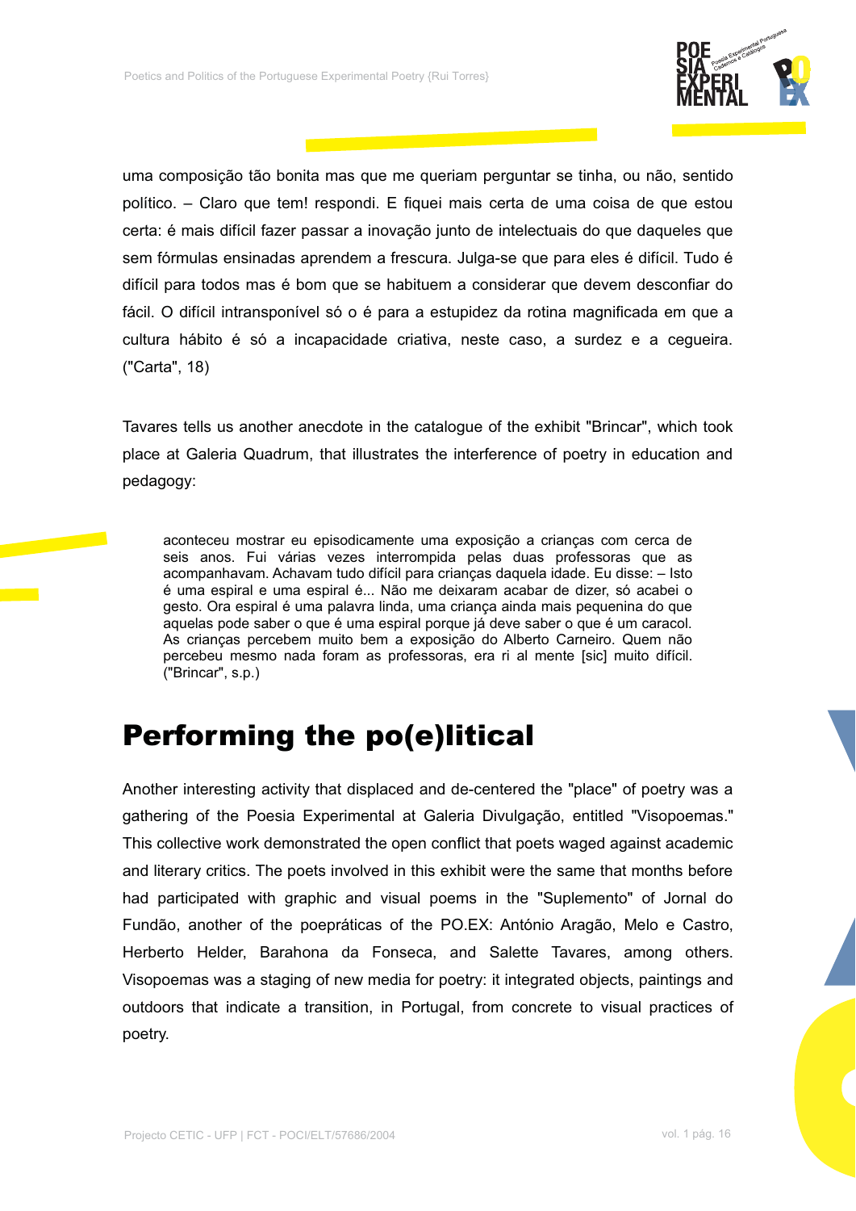uma composição tão bonita mas que me queriam perguntar se tinha, ou não, sentido político. – Claro que tem! respondi. E fiquei mais certa de uma coisa de que estou certa: é mais difícil fazer passar a inovação junto de intelectuais do que daqueles que sem fórmulas ensinadas aprendem a frescura. Julga-se que para eles é difícil. Tudo é difícil para todos mas é bom que se habituem a considerar que devem desconfiar do fácil. O difícil intransponível só o é para a estupidez da rotina magnificada em que a cultura hábito é só a incapacidade criativa, neste caso, a surdez e a cegueira. ("Carta", 18)

Tavares tells us another anecdote in the catalogue of the exhibit "Brincar", which took place at Galeria Quadrum, that illustrates the interference of poetry in education and pedagogy:

> aconteceu mostrar eu episodicamente uma exposição a crianças com cerca de seis anos. Fui várias vezes interrompida pelas duas professoras que as acompanhavam. Achavam tudo difícil para crianças daquela idade. Eu disse: – Isto é uma espiral e uma espiral é... Não me deixaram acabar de dizer, só acabei o gesto. Ora espiral é uma palavra linda, uma criança ainda mais pequenina do que aquelas pode saber o que é uma espiral porque já deve saber o que é um caracol. As crianças percebem muito bem a exposição do Alberto Carneiro. Quem não percebeu mesmo nada foram as professoras, era ri al mente [sic] muito difícil. ("Brincar", s.p.)

# Performing the po(e)litical

Another interesting activity that displaced and de-centered the "place" of poetry was a gathering of the Poesia Experimental at Galeria Divulgação, entitled "Visopoemas." This collective work demonstrated the open conflict that poets waged against academic and literary critics. The poets involved in this exhibit were the same that months before had participated with graphic and visual poems in the "Suplemento" of Jornal do Fundão, another of the poepráticas of the PO.EX: António Aragão, Melo e Castro, Herberto Helder, Barahona da Fonseca, and Salette Tavares, among others. Visopoemas was a staging of new media for poetry: it integrated objects, paintings and outdoors that indicate a transition, in Portugal, from concrete to visual practices of poetry.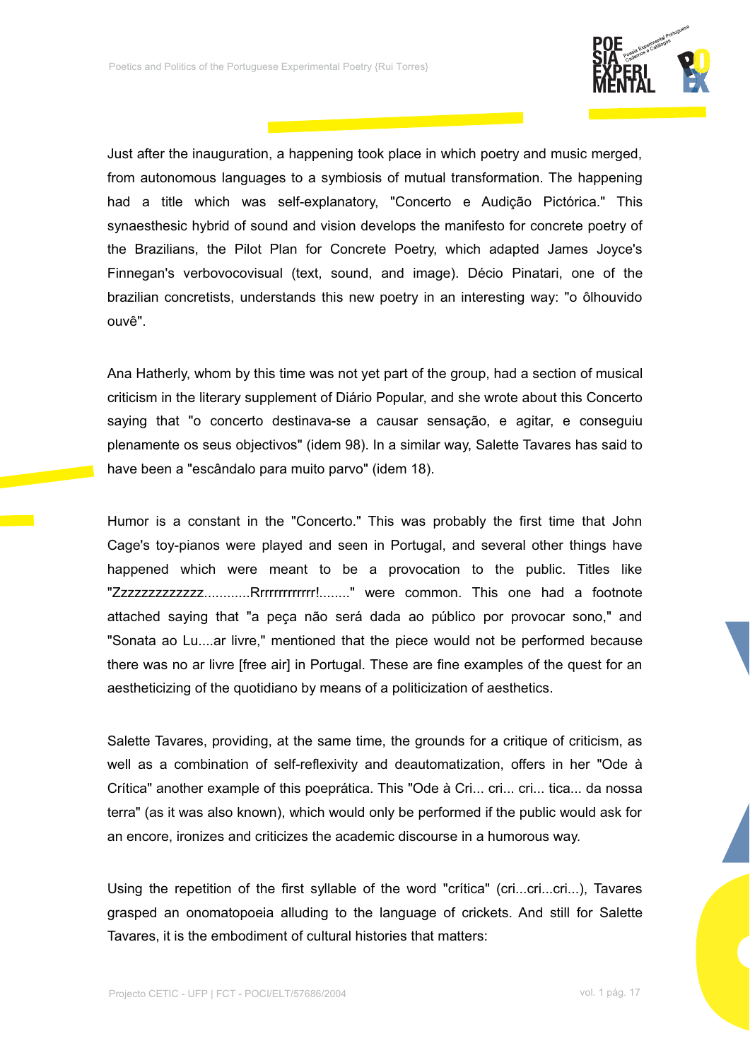Just after the inauguration, a happening took place in which poetry and music merged, from autonomous languages to a symbiosis of mutual transformation. The happening had a title which was self-explanatory, "Concerto e Audição Pictórica." This synaesthesic hybrid of sound and vision develops the manifesto for concrete poetry of the Brazilians, the Pilot Plan for Concrete Poetry, which adapted James Joyce's Finnegan's verbovocovisual (text, sound, and image). Décio Pinatari, one of the brazilian concretists, understands this new poetry in an interesting way: "o ôlhouvido ouvê".

Ana Hatherly, whom by this time was not yet part of the group, had a section of musical criticism in the literary supplement of Diário Popular, and she wrote about this Concerto saying that "o concerto destinava-se a causar sensação, e agitar, e conseguiu plenamente os seus objectivos" (idem 98). In a similar way, Salette Tavares has said to have been a "escândalo para muito parvo" (idem 18).

Humor is a constant in the "Concerto." This was probably the first time that John Cage's toy-pianos were played and seen in Portugal, and several other things have happened which were meant to be a provocation to the public. Titles like "Zzzzzzzzzzzzz............Rrrrrrrrrrrrr!........" were common. This one had a footnote attached saying that "a peça não será dada ao público por provocar sono," and "Sonata ao Lu....ar livre," mentioned that the piece would not be performed because there was no ar livre [free air] in Portugal. These are fine examples of the quest for an aestheticizing of the quotidiano by means of a politicization of aesthetics.

Salette Tavares, providing, at the same time, the grounds for a critique of criticism, as well as a combination of self-reflexivity and deautomatization, offers in her "Ode à Crítica" another example of this poeprática. This "Ode à Cri... cri... cri... tica... da nossa terra" (as it was also known), which would only be performed if the public would ask for an encore, ironizes and criticizes the academic discourse in a humorous way.

Using the repetition of the first syllable of the word "crítica" (cri...cri...cri...), Tavares grasped an onomatopoeia alluding to the language of crickets. And still for Salette Tavares, it is the embodiment of cultural histories that matters: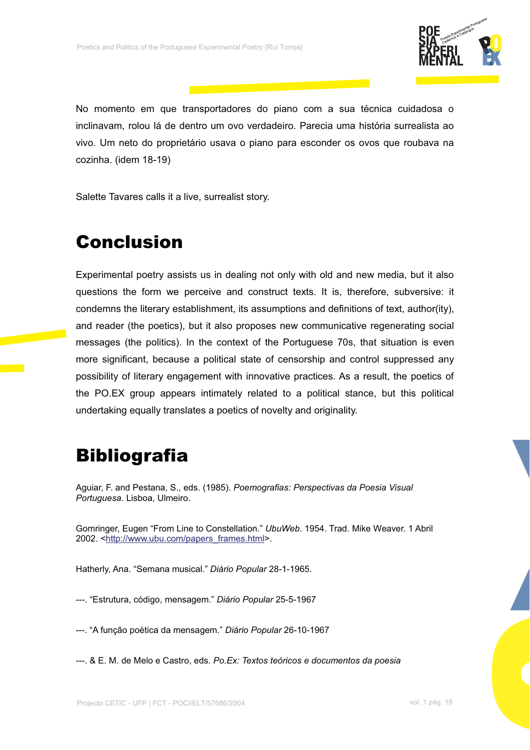No momento em que transportadores do piano com a sua técnica cuidadosa o inclinavam, rolou lá de dentro um ovo verdadeiro. Parecia uma história surrealista ao vivo. Um neto do proprietário usava o piano para esconder os ovos que roubava na cozinha. (idem 18-19)

Salette Tavares calls it a live, surrealist story.

# Conclusion

Experimental poetry assists us in dealing not only with old and new media, but it also questions the form we perceive and construct texts. It is, therefore, subversive: it condemns the literary establishment, its assumptions and definitions of text, author(ity), and reader (the poetics), but it also proposes new communicative regenerating social messages (the politics). In the context of the Portuguese 70s, that situation is even more significant, because a political state of censorship and control suppressed any possibility of literary engagement with innovative practices. As a result, the poetics of the PO.EX group appears intimately related to a political stance, but this political undertaking equally translates a poetics of novelty and originality.

# Bibliografia

Aguiar, F. and Pestana, S., eds. (1985). *Poemografias: Perspectivas da Poesia Visual Portuguesa.* Lisboa, Ulmeiro.

Gomringer, Eugen "From Line to Constellation." *UbuWeb*. 1954. Trad. Mike Weaver. 1 Abril 2002. <http://www.ubu.com/papers_frames.html>.

Hatherly, Ana. "Semana musical." *Diário Popular* 28-1-1965.

---. "Estrutura, código, mensagem." *Diário Popular* 25-5-1967

---. "A função poética da mensagem." *Diário Popular* 26-10-1967

---. & E. M. de Melo e Castro, eds. *Po.Ex: Textos teóricos e documentos da poesia*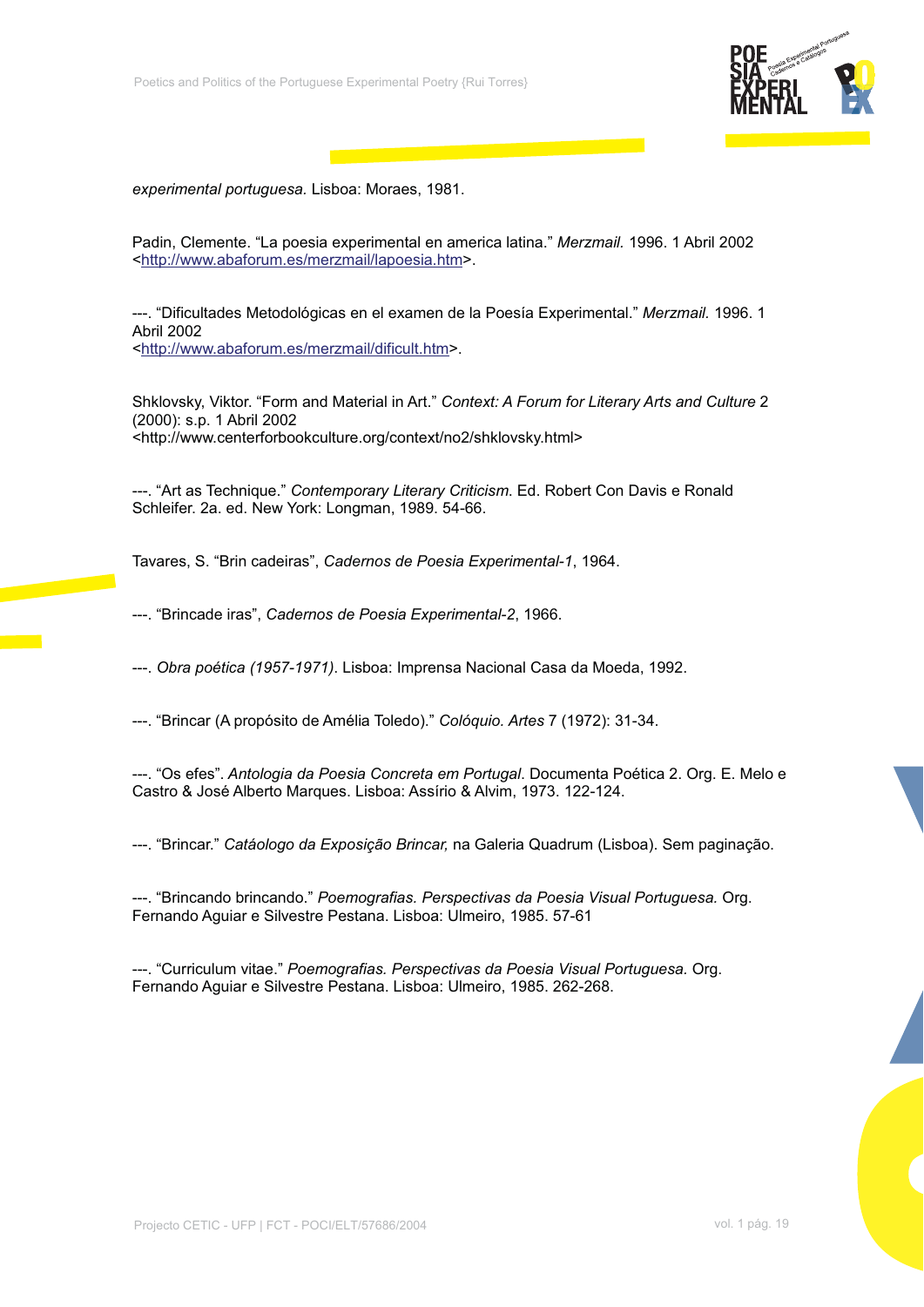*experimental portuguesa.* Lisboa: Moraes, 1981.

Padin, Clemente. "La poesia experimental en america latina." *Merzmail.* 1996. 1 Abril 2002 <http://www.abaforum.es/merzmail/lapoesia.htm>.

---. "Dificultades Metodológicas en el examen de la Poesía Experimental." *Merzmail.* 1996. 1 Abril 2002
<http://www.abaforum.es/merzmail/dificult.htm>.

Shklovsky, Viktor. "Form and Material in Art." *Context: A Forum for Literary Arts and Culture* 2 (2000): s.p. 1 Abril 2002
<http://www.centerforbookculture.org/context/no2/shklovsky.html>

---. "Art as Technique." *Contemporary Literary Criticism.* Ed. Robert Con Davis e Ronald Schleifer. 2a. ed. New York: Longman, 1989. 54-66.

Tavares, S. "Brin cadeiras", *Cadernos de Poesia Experimental-1*, 1964.

---. "Brincade iras", *Cadernos de Poesia Experimental-2*, 1966.

---. *Obra poética (1957-1971)*. Lisboa: Imprensa Nacional Casa da Moeda, 1992.

---. "Brincar (A propósito de Amélia Toledo)." *Colóquio. Artes* 7 (1972): 31-34.

---. "Os efes". *Antologia da Poesia Concreta em Portugal*. Documenta Poética 2. Org. E. Melo e Castro & José Alberto Marques. Lisboa: Assírio & Alvim, 1973. 122-124.

---. "Brincar." *Catáologo da Exposição Brincar,* na Galeria Quadrum (Lisboa). Sem paginação.

---. "Brincando brincando." *Poemografias. Perspectivas da Poesia Visual Portuguesa.* Org. Fernando Aguiar e Silvestre Pestana. Lisboa: Ulmeiro, 1985. 57-61

---. "Curriculum vitae." *Poemografias. Perspectivas da Poesia Visual Portuguesa.* Org. Fernando Aguiar e Silvestre Pestana. Lisboa: Ulmeiro, 1985. 262-268.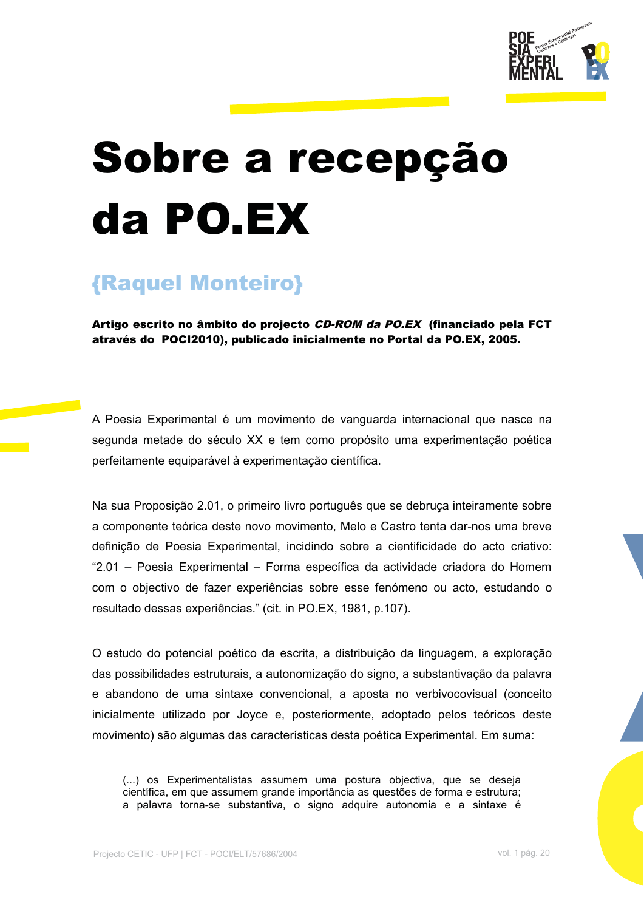# Sobre a recepção da PO.EX

## {Raquel Monteiro}

**Artigo escrito no âmbito do projecto *CD-ROM da PO.EX* (financiado pela FCT através do POCI2010), publicado inicialmente no Portal da PO.EX, 2005.**

A Poesia Experimental é um movimento de vanguarda internacional que nasce na segunda metade do século XX e tem como propósito uma experimentação poética perfeitamente equiparável à experimentação científica.

Na sua Proposição 2.01, o primeiro livro português que se debruça inteiramente sobre a componente teórica deste novo movimento, Melo e Castro tenta dar-nos uma breve definição de Poesia Experimental, incidindo sobre a cientificidade do acto criativo: "2.01 – Poesia Experimental – Forma específica da actividade criadora do Homem com o objectivo de fazer experiências sobre esse fenómeno ou acto, estudando o resultado dessas experiências." (cit. in PO.EX, 1981, p.107).

O estudo do potencial poético da escrita, a distribuição da linguagem, a exploração das possibilidades estruturais, a autonomização do signo, a substantivação da palavra e abandono de uma sintaxe convencional, a aposta no verbivocovisual (conceito inicialmente utilizado por Joyce e, posteriormente, adoptado pelos teóricos deste movimento) são algumas das características desta poética Experimental. Em suma:

> (...) os Experimentalistas assumem uma postura objectiva, que se deseja científica, em que assumem grande importância as questões de forma e estrutura; a palavra torna-se substantiva, o signo adquire autonomia e a sintaxe é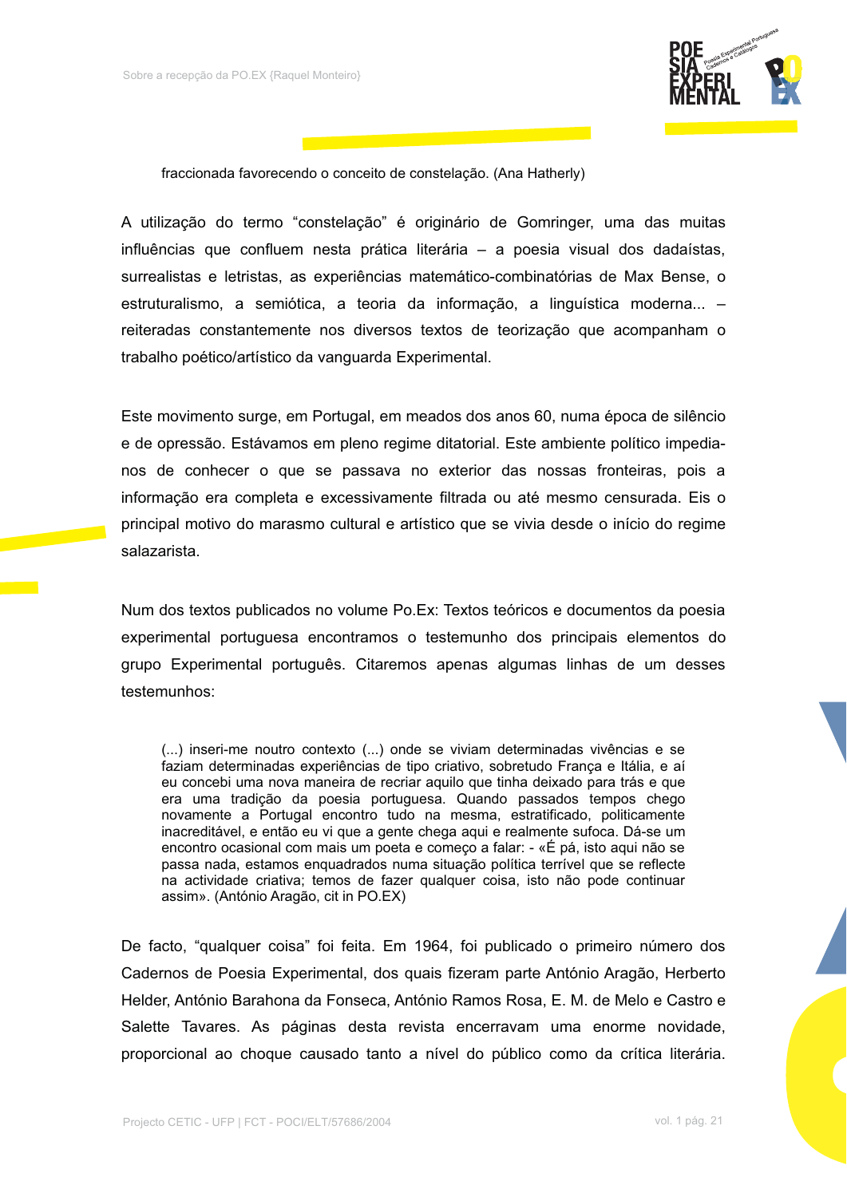> fraccionada favorecendo o conceito de constelação. (Ana Hatherly)

A utilização do termo "constelação" é originário de Gomringer, uma das muitas influências que confluem nesta prática literária – a poesia visual dos dadaístas, surrealistas e letristas, as experiências matemático-combinatórias de Max Bense, o estruturalismo, a semiótica, a teoria da informação, a linguística moderna... – reiteradas constantemente nos diversos textos de teorização que acompanham o trabalho poético/artístico da vanguarda Experimental.

Este movimento surge, em Portugal, em meados dos anos 60, numa época de silêncio e de opressão. Estávamos em pleno regime ditatorial. Este ambiente político impedia-nos de conhecer o que se passava no exterior das nossas fronteiras, pois a informação era completa e excessivamente filtrada ou até mesmo censurada. Eis o principal motivo do marasmo cultural e artístico que se vivia desde o início do regime salazarista.

Num dos textos publicados no volume Po.Ex: Textos teóricos e documentos da poesia experimental portuguesa encontramos o testemunho dos principais elementos do grupo Experimental português. Citaremos apenas algumas linhas de um desses testemunhos:

> (...) inseri-me noutro contexto (...) onde se viviam determinadas vivências e se faziam determinadas experiências de tipo criativo, sobretudo França e Itália, e aí eu concebi uma nova maneira de recriar aquilo que tinha deixado para trás e que era uma tradição da poesia portuguesa. Quando passados tempos chego novamente a Portugal encontro tudo na mesma, estratificado, politicamente inacreditável, e então eu vi que a gente chega aqui e realmente sufoca. Dá-se um encontro ocasional com mais um poeta e começo a falar: - «É pá, isto aqui não se passa nada, estamos enquadrados numa situação política terrível que se reflecte na actividade criativa; temos de fazer qualquer coisa, isto não pode continuar assim». (António Aragão, cit in PO.EX)

De facto, "qualquer coisa" foi feita. Em 1964, foi publicado o primeiro número dos Cadernos de Poesia Experimental, dos quais fizeram parte António Aragão, Herberto Helder, António Barahona da Fonseca, António Ramos Rosa, E. M. de Melo e Castro e Salette Tavares. As páginas desta revista encerravam uma enorme novidade, proporcional ao choque causado tanto a nível do público como da crítica literária.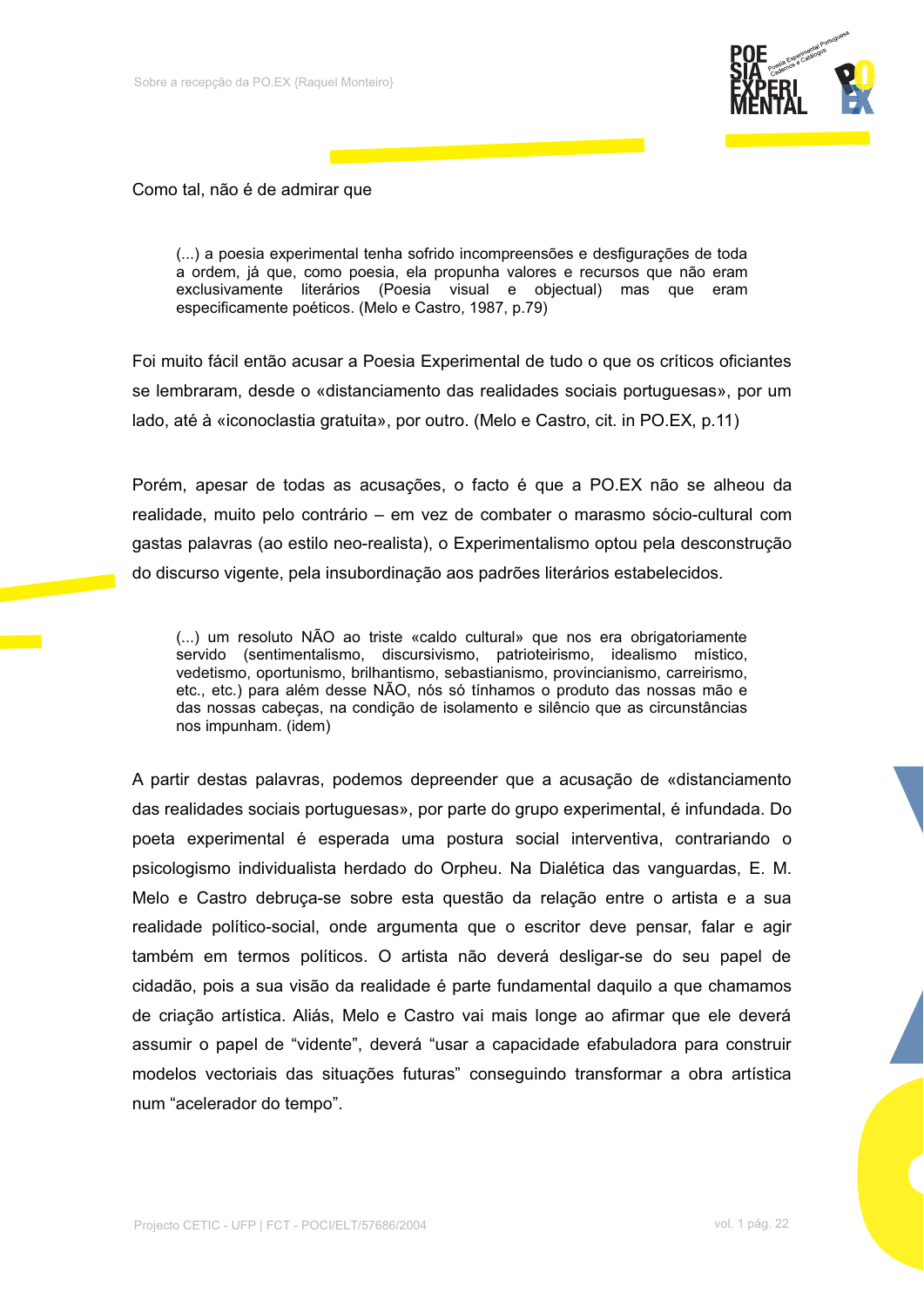Como tal, não é de admirar que

> (...) a poesia experimental tenha sofrido incompreensões e desfigurações de toda a ordem, já que, como poesia, ela propunha valores e recursos que não eram exclusivamente literários (Poesia visual e objectual) mas que eram especificamente poéticos. (Melo e Castro, 1987, p.79)

Foi muito fácil então acusar a Poesia Experimental de tudo o que os críticos oficiantes se lembraram, desde o «distanciamento das realidades sociais portuguesas», por um lado, até à «iconoclastia gratuita», por outro. (Melo e Castro, cit. in PO.EX, p.11)

Porém, apesar de todas as acusações, o facto é que a PO.EX não se alheou da realidade, muito pelo contrário – em vez de combater o marasmo sócio-cultural com gastas palavras (ao estilo neo-realista), o Experimentalismo optou pela desconstrução do discurso vigente, pela insubordinação aos padrões literários estabelecidos.

> (...) um resoluto NÃO ao triste «caldo cultural» que nos era obrigatoriamente servido (sentimentalismo, discursivismo, patrioteirismo, idealismo místico, vedetismo, oportunismo, brilhantismo, sebastianismo, provincianismo, carreirismo, etc., etc.) para além desse NÃO, nós só tínhamos o produto das nossas mão e das nossas cabeças, na condição de isolamento e silêncio que as circunstâncias nos impunham. (idem)

A partir destas palavras, podemos depreender que a acusação de «distanciamento das realidades sociais portuguesas», por parte do grupo experimental, é infundada. Do poeta experimental é esperada uma postura social interventiva, contrariando o psicologismo individualista herdado do Orpheu. Na Dialética das vanguardas, E. M. Melo e Castro debruça-se sobre esta questão da relação entre o artista e a sua realidade político-social, onde argumenta que o escritor deve pensar, falar e agir também em termos políticos. O artista não deverá desligar-se do seu papel de cidadão, pois a sua visão da realidade é parte fundamental daquilo a que chamamos de criação artística. Aliás, Melo e Castro vai mais longe ao afirmar que ele deverá assumir o papel de "vidente", deverá "usar a capacidade efabuladora para construir modelos vectoriais das situações futuras" conseguindo transformar a obra artística num "acelerador do tempo".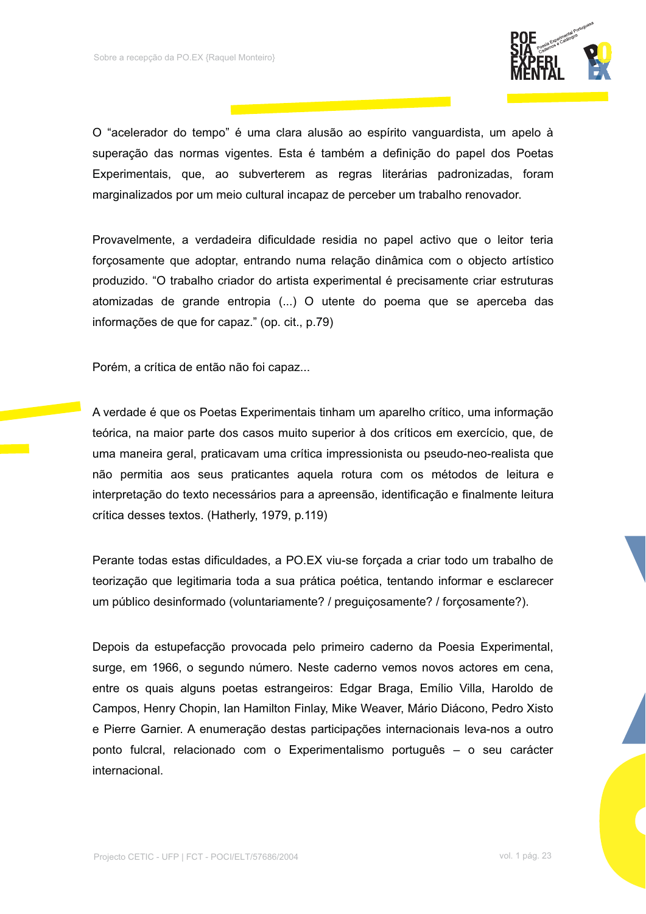O "acelerador do tempo" é uma clara alusão ao espírito vanguardista, um apelo à superação das normas vigentes. Esta é também a definição do papel dos Poetas Experimentais, que, ao subverterem as regras literárias padronizadas, foram marginalizados por um meio cultural incapaz de perceber um trabalho renovador.

Provavelmente, a verdadeira dificuldade residia no papel activo que o leitor teria forçosamente que adoptar, entrando numa relação dinâmica com o objecto artístico produzido. "O trabalho criador do artista experimental é precisamente criar estruturas atomizadas de grande entropia (...) O utente do poema que se aperceba das informações de que for capaz." (op. cit., p.79)

Porém, a crítica de então não foi capaz...

A verdade é que os Poetas Experimentais tinham um aparelho crítico, uma informação teórica, na maior parte dos casos muito superior à dos críticos em exercício, que, de uma maneira geral, praticavam uma crítica impressionista ou pseudo-neo-realista que não permitia aos seus praticantes aquela rotura com os métodos de leitura e interpretação do texto necessários para a apreensão, identificação e finalmente leitura crítica desses textos. (Hatherly, 1979, p.119)

Perante todas estas dificuldades, a PO.EX viu-se forçada a criar todo um trabalho de teorização que legitimaria toda a sua prática poética, tentando informar e esclarecer um público desinformado (voluntariamente? / preguiçosamente? / forçosamente?).

Depois da estupefacção provocada pelo primeiro caderno da Poesia Experimental, surge, em 1966, o segundo número. Neste caderno vemos novos actores em cena, entre os quais alguns poetas estrangeiros: Edgar Braga, Emílio Villa, Haroldo de Campos, Henry Chopin, Ian Hamilton Finlay, Mike Weaver, Mário Diácono, Pedro Xisto e Pierre Garnier. A enumeração destas participações internacionais leva-nos a outro ponto fulcral, relacionado com o Experimentalismo português – o seu carácter internacional.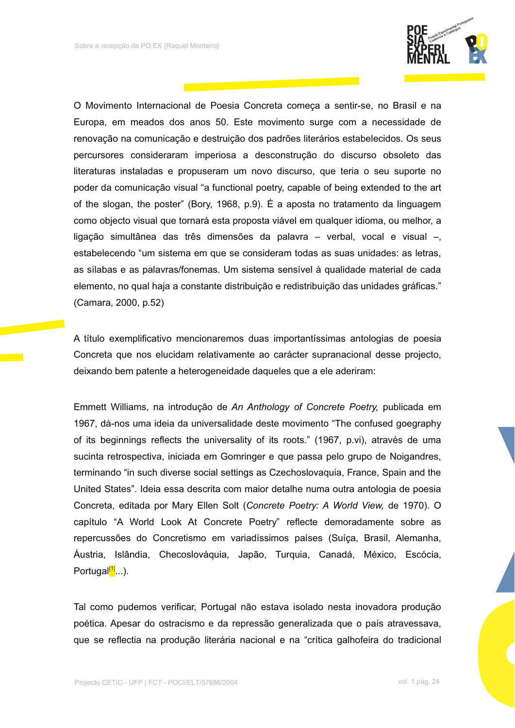O Movimento Internacional de Poesia Concreta começa a sentir-se, no Brasil e na Europa, em meados dos anos 50. Este movimento surge com a necessidade de renovação na comunicação e destruição dos padrões literários estabelecidos. Os seus percursores consideraram imperiosa a desconstrução do discurso obsoleto das literaturas instaladas e propuseram um novo discurso, que teria o seu suporte no poder da comunicação visual "a functional poetry, capable of being extended to the art of the slogan, the poster" (Bory, 1968, p.9). É a aposta no tratamento da linguagem como objecto visual que tornará esta proposta viável em qualquer idioma, ou melhor, a ligação simultânea das três dimensões da palavra – verbal, vocal e visual –, estabelecendo "um sistema em que se consideram todas as suas unidades: as letras, as sílabas e as palavras/fonemas. Um sistema sensível à qualidade material de cada elemento, no qual haja a constante distribuição e redistribuição das unidades gráficas." (Camara, 2000, p.52)

A título exemplificativo mencionaremos duas importantíssimas antologias de poesia Concreta que nos elucidam relativamente ao carácter supranacional desse projecto, deixando bem patente a heterogeneidade daqueles que a ele aderiram:

Emmett Williams, na introdução de *An Anthology of Concrete Poetry,* publicada em 1967, dá-nos uma ideia da universalidade deste movimento "The confused goegraphy of its beginnings reflects the universality of its roots." (1967, p.vi), através de uma sucinta retrospectiva, iniciada em Gomringer e que passa pelo grupo de Noigandres, terminando "in such diverse social settings as Czechoslovaquia, France, Spain and the United States". Ideia essa descrita com maior detalhe numa outra antologia de poesia Concreta, editada por Mary Ellen Solt (*Concrete Poetry: A World View,* de 1970). O capítulo "A World Look At Concrete Poetry" reflecte demoradamente sobre as repercussões do Concretismo em variadíssimos países (Suíça, Brasil, Alemanha, Áustria, Islândia, Checoslováquia, Japão, Turquia, Canadá, México, Escócia, Portugal[1]...).

Tal como pudemos verificar, Portugal não estava isolado nesta inovadora produção poética. Apesar do ostracismo e da repressão generalizada que o país atravessava, que se reflectia na produção literária nacional e na "crítica galhofeira do tradicional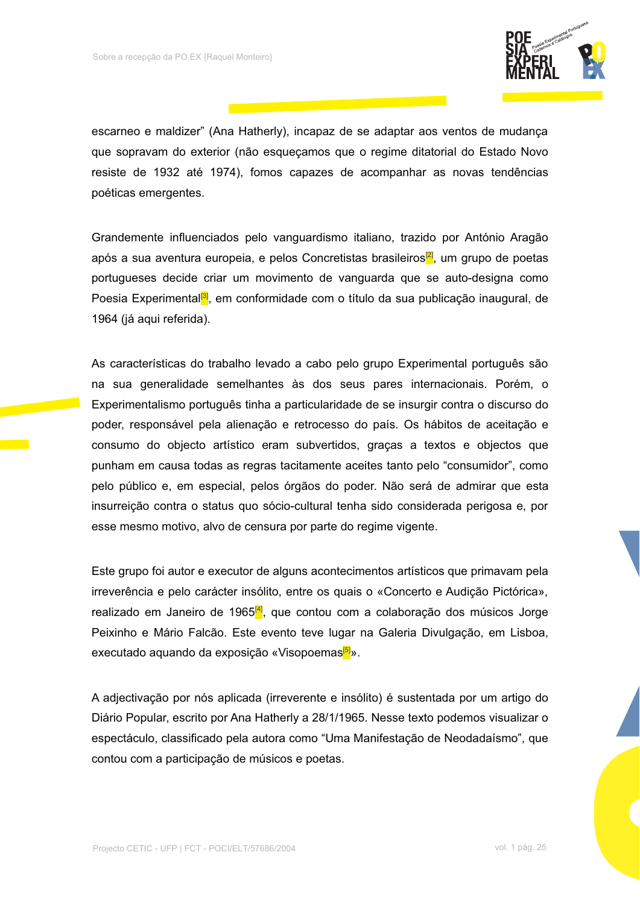escarneo e maldizer" (Ana Hatherly), incapaz de se adaptar aos ventos de mudança que sopravam do exterior (não esqueçamos que o regime ditatorial do Estado Novo resiste de 1932 até 1974), fomos capazes de acompanhar as novas tendências poéticas emergentes.

Grandemente influenciados pelo vanguardismo italiano, trazido por António Aragão após a sua aventura europeia, e pelos Concretistas brasileiros[2], um grupo de poetas portugueses decide criar um movimento de vanguarda que se auto-designa como Poesia Experimental[3], em conformidade com o título da sua publicação inaugural, de 1964 (já aqui referida).

As características do trabalho levado a cabo pelo grupo Experimental português são na sua generalidade semelhantes às dos seus pares internacionais. Porém, o Experimentalismo português tinha a particularidade de se insurgir contra o discurso do poder, responsável pela alienação e retrocesso do país. Os hábitos de aceitação e consumo do objecto artístico eram subvertidos, graças a textos e objectos que punham em causa todas as regras tacitamente aceites tanto pelo "consumidor", como pelo público e, em especial, pelos órgãos do poder. Não será de admirar que esta insurreição contra o status quo sócio-cultural tenha sido considerada perigosa e, por esse mesmo motivo, alvo de censura por parte do regime vigente.

Este grupo foi autor e executor de alguns acontecimentos artísticos que primavam pela irreverência e pelo carácter insólito, entre os quais o «Concerto e Audição Pictórica», realizado em Janeiro de 1965[4], que contou com a colaboração dos músicos Jorge Peixinho e Mário Falcão. Este evento teve lugar na Galeria Divulgação, em Lisboa, executado aquando da exposição «Visopoemas[5]».

A adjectivação por nós aplicada (irreverente e insólito) é sustentada por um artigo do Diário Popular, escrito por Ana Hatherly a 28/1/1965. Nesse texto podemos visualizar o espectáculo, classificado pela autora como "Uma Manifestação de Neodadaísmo", que contou com a participação de músicos e poetas.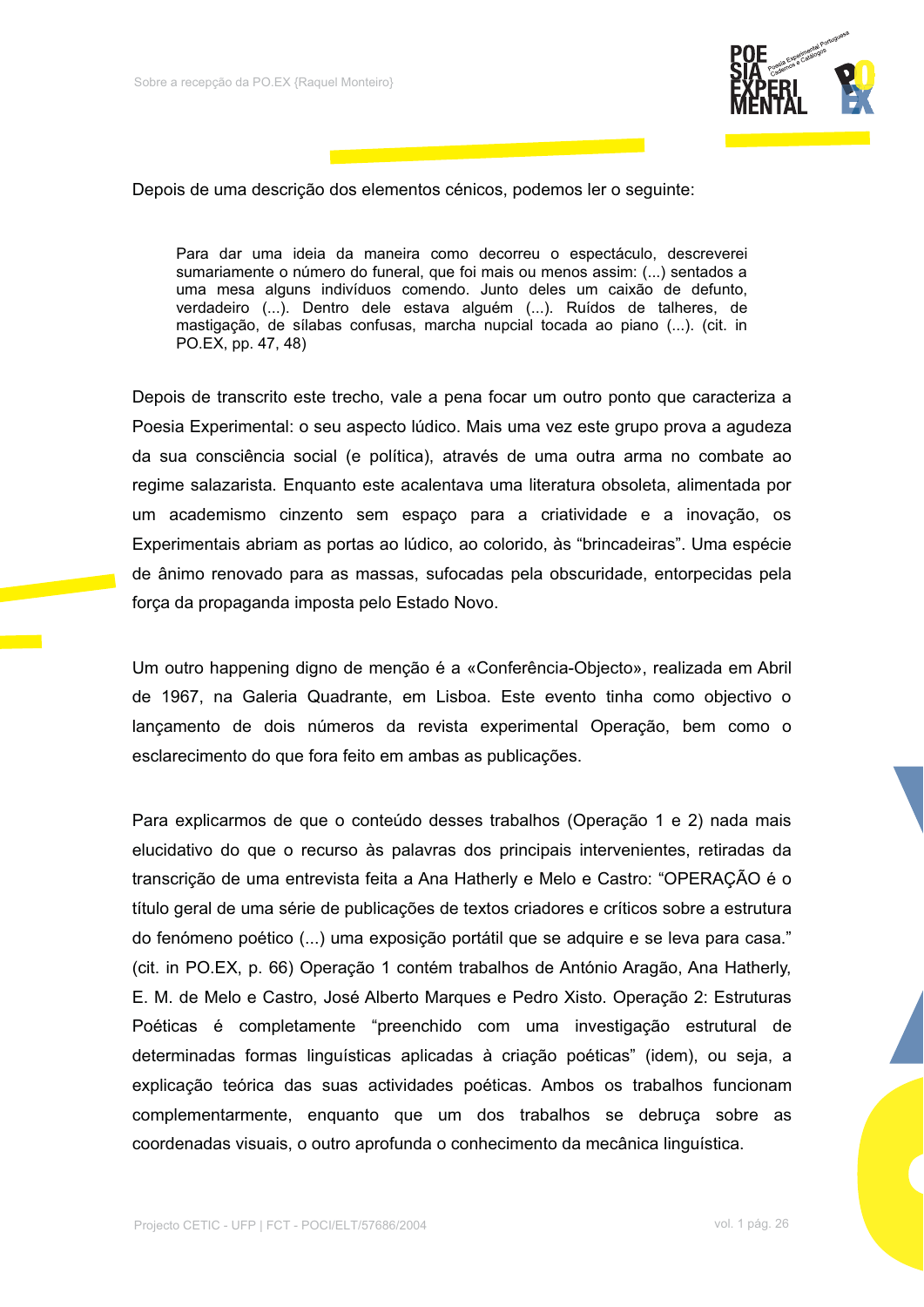Depois de uma descrição dos elementos cénicos, podemos ler o seguinte:

> Para dar uma ideia da maneira como decorreu o espectáculo, descreverei sumariamente o número do funeral, que foi mais ou menos assim: (...) sentados a uma mesa alguns indivíduos comendo. Junto deles um caixão de defunto, verdadeiro (...). Dentro dele estava alguém (...). Ruídos de talheres, de mastigação, de sílabas confusas, marcha nupcial tocada ao piano (...). (cit. in PO.EX, pp. 47, 48)

Depois de transcrito este trecho, vale a pena focar um outro ponto que caracteriza a Poesia Experimental: o seu aspecto lúdico. Mais uma vez este grupo prova a agudeza da sua consciência social (e política), através de uma outra arma no combate ao regime salazarista. Enquanto este acalentava uma literatura obsoleta, alimentada por um academismo cinzento sem espaço para a criatividade e a inovação, os Experimentais abriam as portas ao lúdico, ao colorido, às "brincadeiras". Uma espécie de ânimo renovado para as massas, sufocadas pela obscuridade, entorpecidas pela força da propaganda imposta pelo Estado Novo.

Um outro happening digno de menção é a «Conferência-Objecto», realizada em Abril de 1967, na Galeria Quadrante, em Lisboa. Este evento tinha como objectivo o lançamento de dois números da revista experimental Operação, bem como o esclarecimento do que fora feito em ambas as publicações.

Para explicarmos de que o conteúdo desses trabalhos (Operação 1 e 2) nada mais elucidativo do que o recurso às palavras dos principais intervenientes, retiradas da transcrição de uma entrevista feita a Ana Hatherly e Melo e Castro: "OPERAÇÃO é o título geral de uma série de publicações de textos criadores e críticos sobre a estrutura do fenómeno poético (...) uma exposição portátil que se adquire e se leva para casa." (cit. in PO.EX, p. 66) Operação 1 contém trabalhos de António Aragão, Ana Hatherly, E. M. de Melo e Castro, José Alberto Marques e Pedro Xisto. Operação 2: Estruturas Poéticas é completamente "preenchido com uma investigação estrutural de determinadas formas linguísticas aplicadas à criação poéticas" (idem), ou seja, a explicação teórica das suas actividades poéticas. Ambos os trabalhos funcionam complementarmente, enquanto que um dos trabalhos se debruça sobre as coordenadas visuais, o outro aprofunda o conhecimento da mecânica linguística.